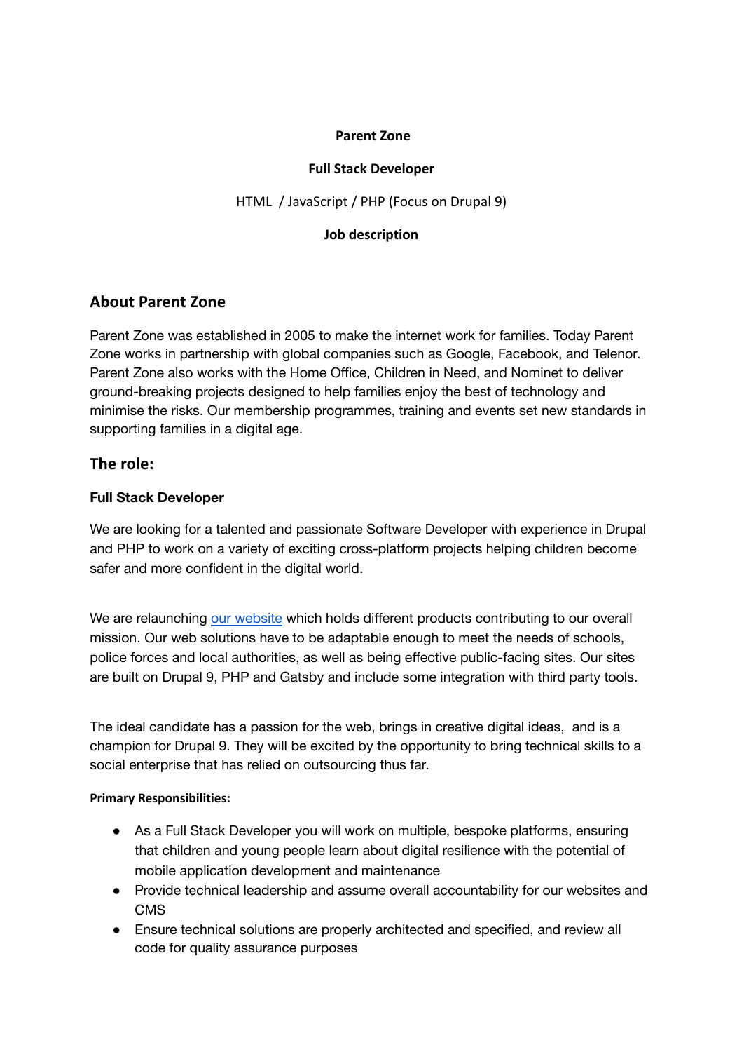**Parent Zone**

**Full Stack Developer**

HTML / JavaScript / PHP (Focus on Drupal 9)

**Job description**

## About Parent Zone

Parent Zone was established in 2005 to make the internet work for families. Today Parent Zone works in partnership with global companies such as Google, Facebook, and Telenor. Parent Zone also works with the Home Office, Children in Need, and Nominet to deliver ground-breaking projects designed to help families enjoy the best of technology and minimise the risks. Our membership programmes, training and events set new standards in supporting families in a digital age.

## The role:

### Full Stack Developer

We are looking for a talented and passionate Software Developer with experience in Drupal and PHP to work on a variety of exciting cross-platform projects helping children become safer and more confident in the digital world.

We are relaunching our website which holds different products contributing to our overall mission. Our web solutions have to be adaptable enough to meet the needs of schools, police forces and local authorities, as well as being effective public-facing sites. Our sites are built on Drupal 9, PHP and Gatsby and include some integration with third party tools.

The ideal candidate has a passion for the web, brings in creative digital ideas, and is a champion for Drupal 9. They will be excited by the opportunity to bring technical skills to a social enterprise that has relied on outsourcing thus far.

**Primary Responsibilities:**

- As a Full Stack Developer you will work on multiple, bespoke platforms, ensuring that children and young people learn about digital resilience with the potential of mobile application development and maintenance
- Provide technical leadership and assume overall accountability for our websites and CMS
- Ensure technical solutions are properly architected and specified, and review all code for quality assurance purposes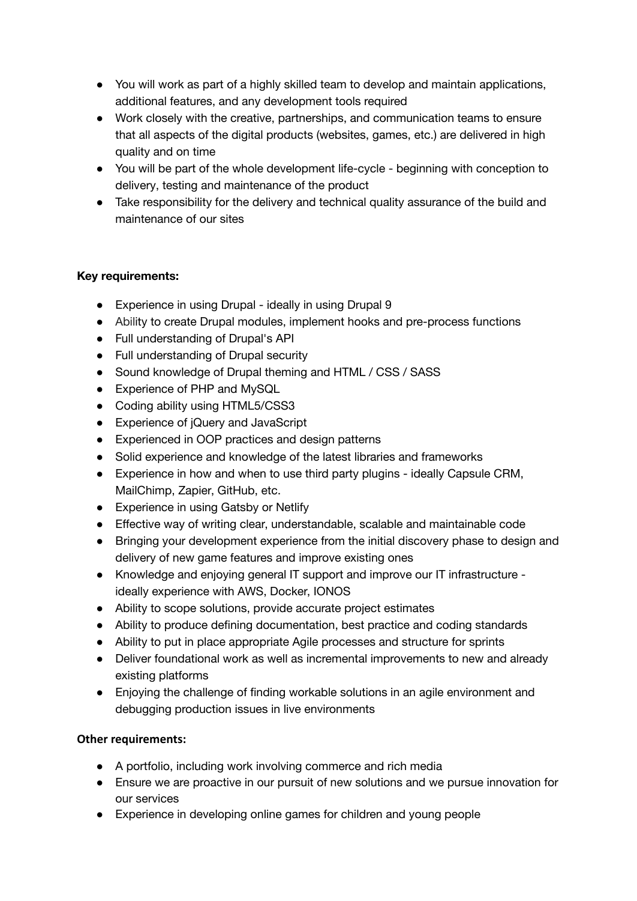- You will work as part of a highly skilled team to develop and maintain applications, additional features, and any development tools required
- Work closely with the creative, partnerships, and communication teams to ensure that all aspects of the digital products (websites, games, etc.) are delivered in high quality and on time
- You will be part of the whole development life-cycle - beginning with conception to delivery, testing and maintenance of the product
- Take responsibility for the delivery and technical quality assurance of the build and maintenance of our sites

**Key requirements:**

- Experience in using Drupal - ideally in using Drupal 9
- Ability to create Drupal modules, implement hooks and pre-process functions
- Full understanding of Drupal's API
- Full understanding of Drupal security
- Sound knowledge of Drupal theming and HTML / CSS / SASS
- Experience of PHP and MySQL
- Coding ability using HTML5/CSS3
- Experience of jQuery and JavaScript
- Experienced in OOP practices and design patterns
- Solid experience and knowledge of the latest libraries and frameworks
- Experience in how and when to use third party plugins - ideally Capsule CRM, MailChimp, Zapier, GitHub, etc.
- Experience in using Gatsby or Netlify
- Effective way of writing clear, understandable, scalable and maintainable code
- Bringing your development experience from the initial discovery phase to design and delivery of new game features and improve existing ones
- Knowledge and enjoying general IT support and improve our IT infrastructure - ideally experience with AWS, Docker, IONOS
- Ability to scope solutions, provide accurate project estimates
- Ability to produce defining documentation, best practice and coding standards
- Ability to put in place appropriate Agile processes and structure for sprints
- Deliver foundational work as well as incremental improvements to new and already existing platforms
- Enjoying the challenge of finding workable solutions in an agile environment and debugging production issues in live environments

**Other requirements:**

- A portfolio, including work involving commerce and rich media
- Ensure we are proactive in our pursuit of new solutions and we pursue innovation for our services
- Experience in developing online games for children and young people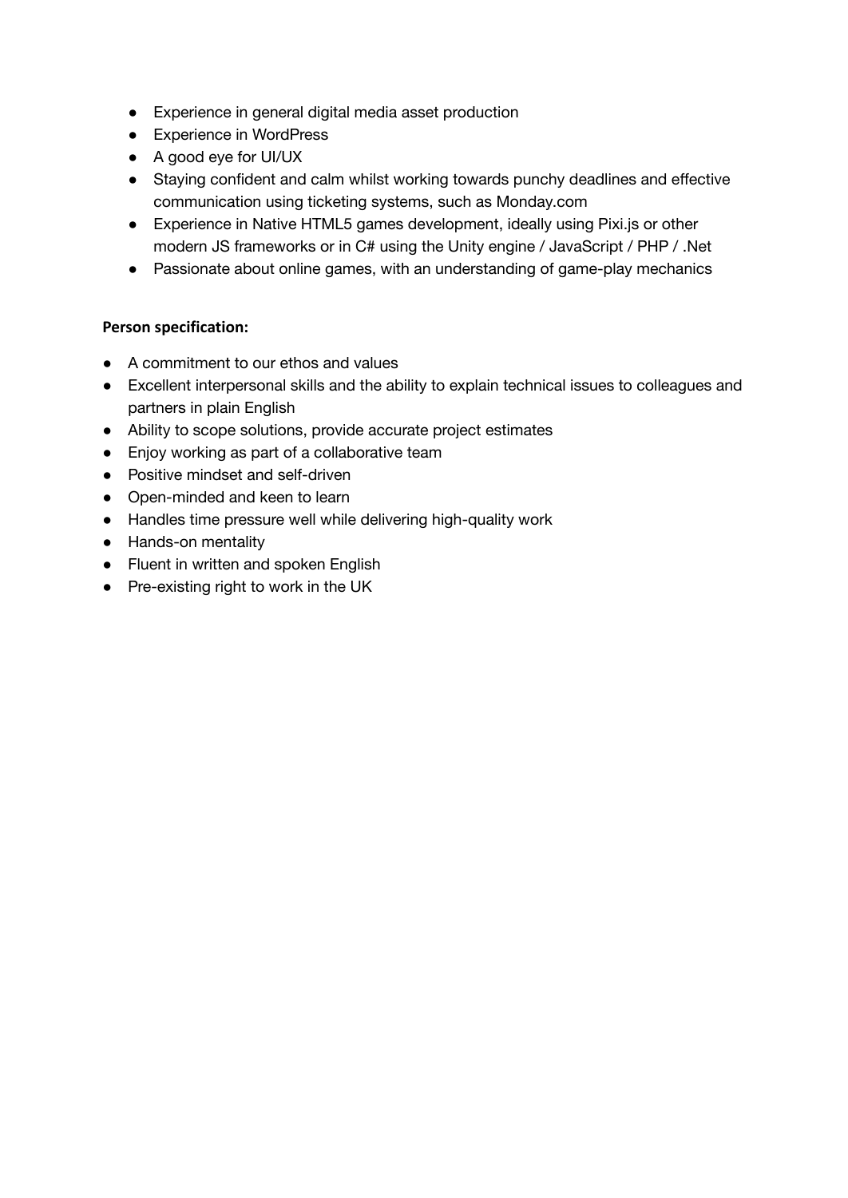- Experience in general digital media asset production
- Experience in WordPress
- A good eye for UI/UX
- Staying confident and calm whilst working towards punchy deadlines and effective communication using ticketing systems, such as Monday.com
- Experience in Native HTML5 games development, ideally using Pixi.js or other modern JS frameworks or in C# using the Unity engine / JavaScript / PHP / .Net
- Passionate about online games, with an understanding of game-play mechanics

**Person specification:**

- A commitment to our ethos and values
- Excellent interpersonal skills and the ability to explain technical issues to colleagues and partners in plain English
- Ability to scope solutions, provide accurate project estimates
- Enjoy working as part of a collaborative team
- Positive mindset and self-driven
- Open-minded and keen to learn
- Handles time pressure well while delivering high-quality work
- Hands-on mentality
- Fluent in written and spoken English
- Pre-existing right to work in the UK